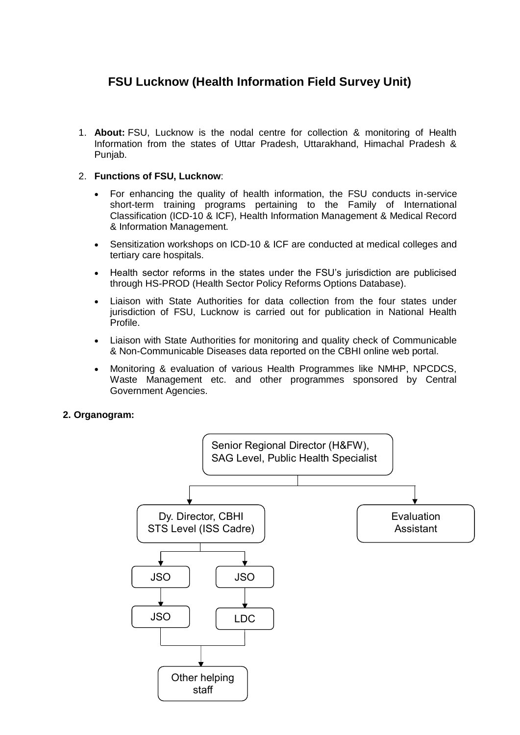# FSU Lucknow (Health Information Field Survey Unit)

1. **About:** FSU, Lucknow is the nodal centre for collection & monitoring of Health Information from the states of Uttar Pradesh, Uttarakhand, Himachal Pradesh & Punjab.

2. **Functions of FSU, Lucknow**:

   - For enhancing the quality of health information, the FSU conducts in-service short-term training programs pertaining to the Family of International Classification (ICD-10 & ICF), Health Information Management & Medical Record & Information Management.
   - Sensitization workshops on ICD-10 & ICF are conducted at medical colleges and tertiary care hospitals.
   - Health sector reforms in the states under the FSU's jurisdiction are publicised through HS-PROD (Health Sector Policy Reforms Options Database).
   - Liaison with State Authorities for data collection from the four states under jurisdiction of FSU, Lucknow is carried out for publication in National Health Profile.
   - Liaison with State Authorities for monitoring and quality check of Communicable & Non-Communicable Diseases data reported on the CBHI online web portal.
   - Monitoring & evaluation of various Health Programmes like NMHP, NPCDCS, Waste Management etc. and other programmes sponsored by Central Government Agencies.

**2. Organogram:**

- Senior Regional Director (H&FW), SAG Level, Public Health Specialist
  - Dy. Director, CBHI STS Level (ISS Cadre)
    - JSO
      - JSO
    - JSO
      - LDC
    - Other helping staff (under JSO and LDC)
  - Evaluation Assistant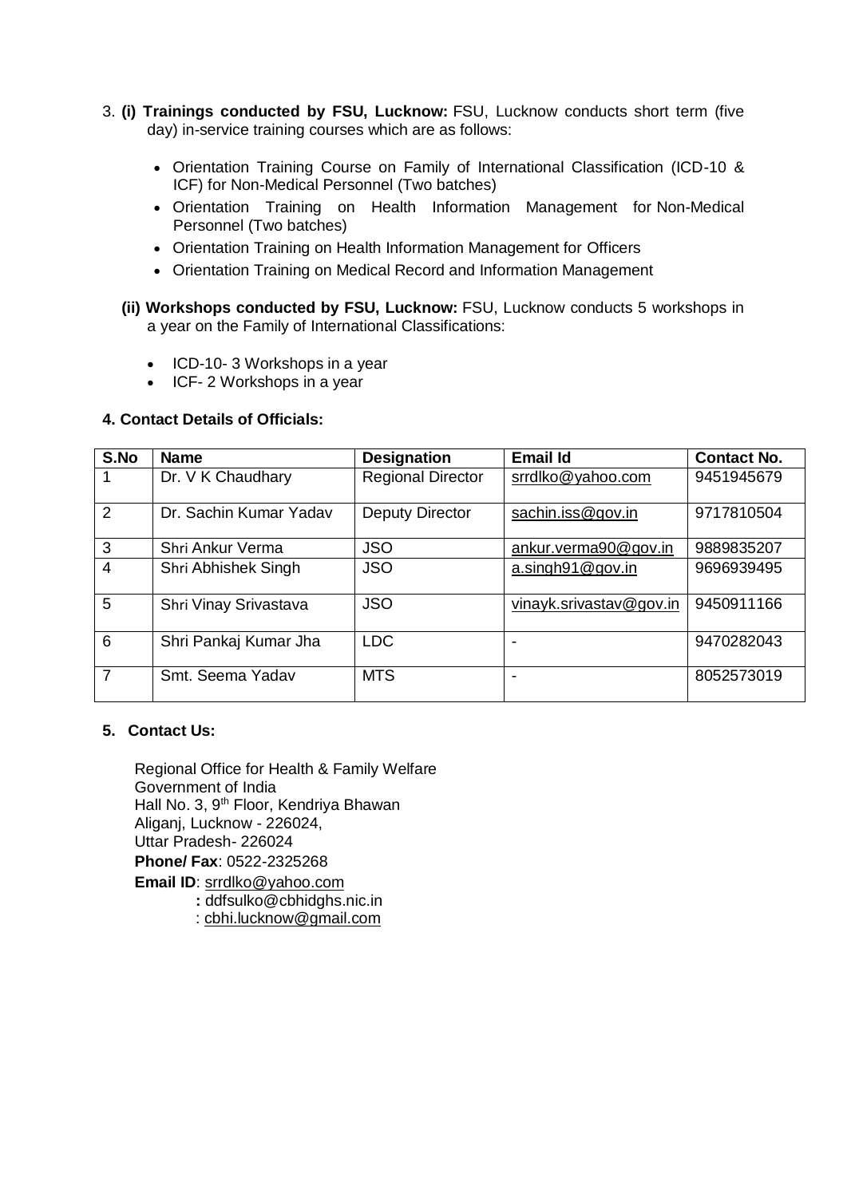3. **(i) Trainings conducted by FSU, Lucknow:** FSU, Lucknow conducts short term (five day) in-service training courses which are as follows:

   - Orientation Training Course on Family of International Classification (ICD-10 & ICF) for Non-Medical Personnel (Two batches)
   - Orientation Training on Health Information Management for Non-Medical Personnel (Two batches)
   - Orientation Training on Health Information Management for Officers
   - Orientation Training on Medical Record and Information Management

   **(ii) Workshops conducted by FSU, Lucknow:** FSU, Lucknow conducts 5 workshops in a year on the Family of International Classifications:

   - ICD-10- 3 Workshops in a year
   - ICF- 2 Workshops in a year

**4. Contact Details of Officials:**

| S.No | Name | Designation | Email Id | Contact No. |
|---|---|---|---|---|
| 1 | Dr. V K Chaudhary | Regional Director | srrdlko@yahoo.com | 9451945679 |
| 2 | Dr. Sachin Kumar Yadav | Deputy Director | sachin.iss@gov.in | 9717810504 |
| 3 | Shri Ankur Verma | JSO | ankur.verma90@gov.in | 9889835207 |
| 4 | Shri Abhishek Singh | JSO | a.singh91@gov.in | 9696939495 |
| 5 | Shri Vinay Srivastava | JSO | vinayk.srivastav@gov.in | 9450911166 |
| 6 | Shri Pankaj Kumar Jha | LDC | - | 9470282043 |
| 7 | Smt. Seema Yadav | MTS | - | 8052573019 |

**5. Contact Us:**

Regional Office for Health & Family Welfare
Government of India
Hall No. 3, 9th Floor, Kendriya Bhawan
Aliganj, Lucknow - 226024,
Uttar Pradesh- 226024
**Phone/ Fax**: 0522-2325268
**Email ID**: srrdlko@yahoo.com
**:** ddfsulko@cbhidghs.nic.in
: cbhi.lucknow@gmail.com